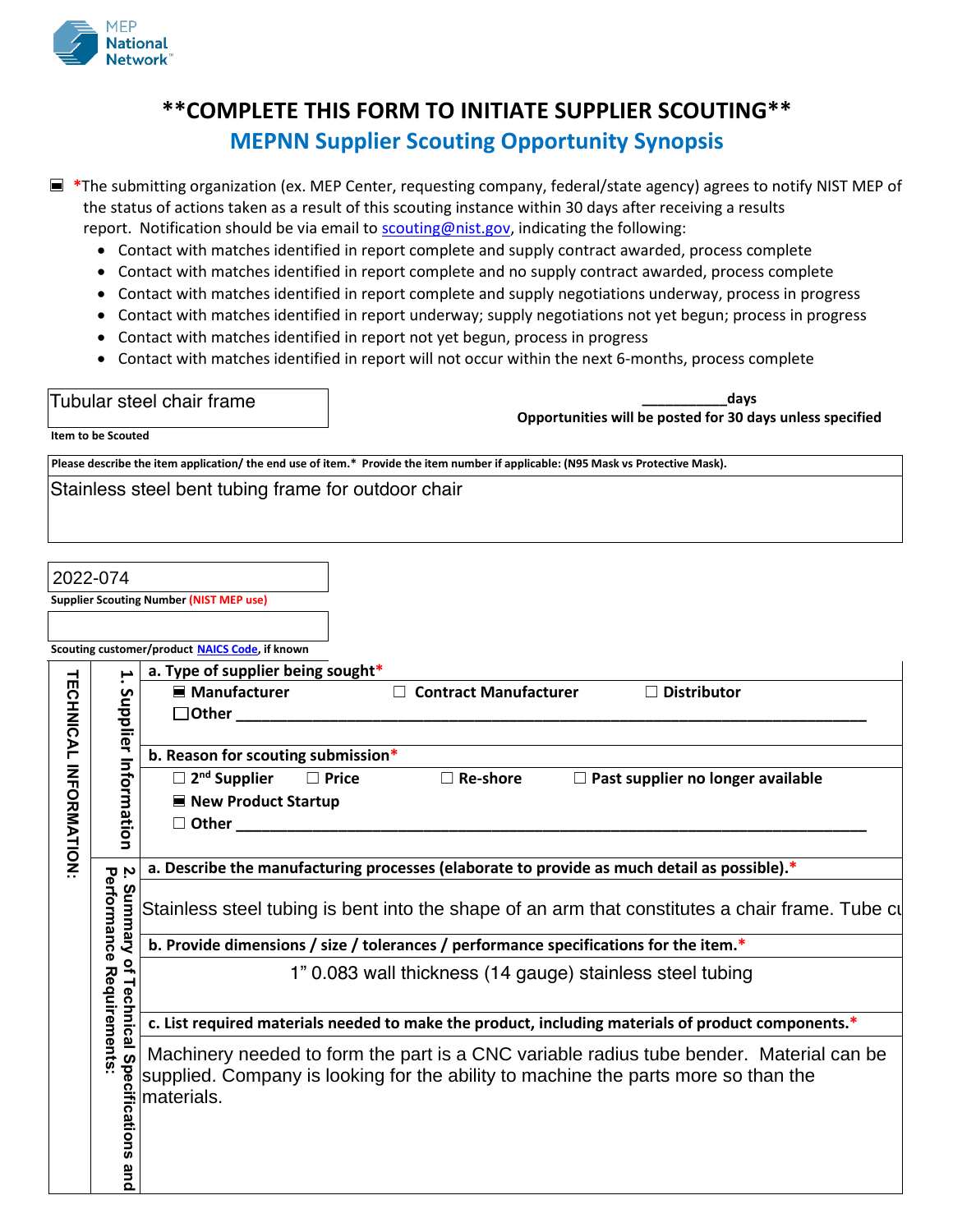# **COMPLETE THIS FORM TO INITIATE SUPPLIER SCOUTING**

## MEPNN Supplier Scouting Opportunity Synopsis

☒ *The submitting organization (ex. MEP Center, requesting company, federal/state agency) agrees to notify NIST MEP of the status of actions taken as a result of this scouting instance within 30 days after receiving a results report. Notification should be via email to scouting@nist.gov, indicating the following:

- Contact with matches identified in report complete and supply contract awarded, process complete
- Contact with matches identified in report complete and no supply contract awarded, process complete
- Contact with matches identified in report complete and supply negotiations underway, process in progress
- Contact with matches identified in report underway; supply negotiations not yet begun; process in progress
- Contact with matches identified in report not yet begun, process in progress
- Contact with matches identified in report will not occur within the next 6-months, process complete

**Item to be Scouted:** Tubular steel chair frame

__________days
**Opportunities will be posted for 30 days unless specified**

**Please describe the item application/ the end use of item.* Provide the item number if applicable: (N95 Mask vs Protective Mask).**

Stainless steel bent tubing frame for outdoor chair

**Supplier Scouting Number (NIST MEP use):** 2022-074

**Scouting customer/product NAICS Code, if known:**

## TECHNICAL INFORMATION:

### 1. Supplier Information

**a. Type of supplier being sought***

☒ Manufacturer ☐ Contract Manufacturer ☐ Distributor
☐ Other ____________________

**b. Reason for scouting submission***

☐ 2nd Supplier ☐ Price ☐ Re-shore ☐ Past supplier no longer available
☒ New Product Startup
☐ Other ____________________

### 2. Summary of Technical Specifications and Performance Requirements:

**a. Describe the manufacturing processes (elaborate to provide as much detail as possible).***

Stainless steel tubing is bent into the shape of an arm that constitutes a chair frame. Tube cu

**b. Provide dimensions / size / tolerances / performance specifications for the item.***

1” 0.083 wall thickness (14 gauge) stainless steel tubing

**c. List required materials needed to make the product, including materials of product components.***

Machinery needed to form the part is a CNC variable radius tube bender. Material can be supplied. Company is looking for the ability to machine the parts more so than the materials.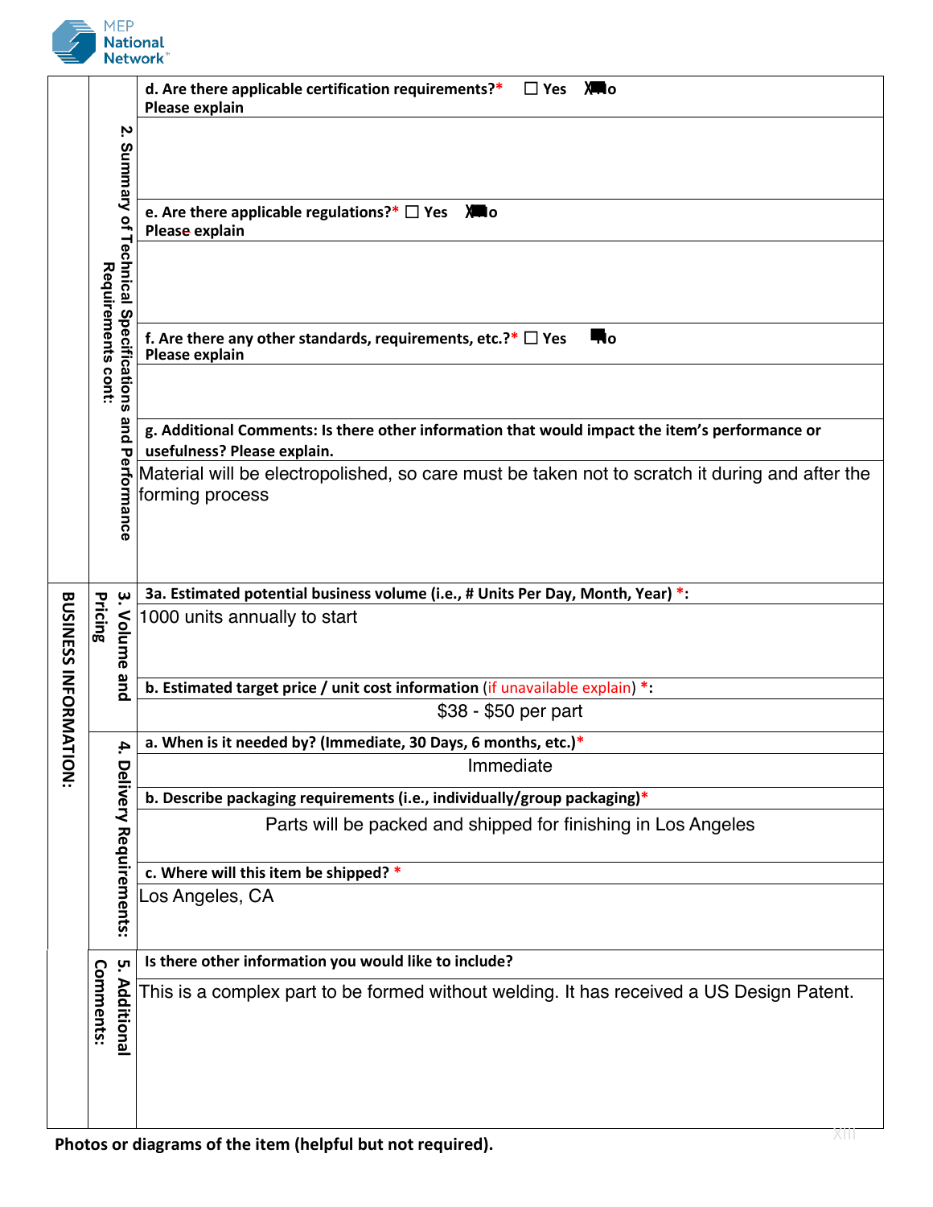| | | |
|---|---|---|
| | **2. Summary of Technical Specifications and Performance Requirements cont:** | **d. Are there applicable certification requirements?*** ☐ Yes ☒ No<br>**Please explain** |
| | | |
| | | **e. Are there applicable regulations?*** ☐ Yes ☒ No<br>**Please explain** |
| | | |
| | | **f. Are there any other standards, requirements, etc.?*** ☐ Yes ☒ No<br>**Please explain** |
| | | |
| | | **g. Additional Comments: Is there other information that would impact the item's performance or usefulness? Please explain.** |
| | | Material will be electropolished, so care must be taken not to scratch it during and after the forming process |
| **BUSINESS INFORMATION:** | **3. Volume and Pricing** | **3a. Estimated potential business volume (i.e., # Units Per Day, Month, Year) *:** |
| | | 1000 units annually to start |
| | | **b. Estimated target price / unit cost information** (if unavailable explain) ***:** |
| | | $38 - $50 per part |
| | **4. Delivery Requirements:** | **a. When is it needed by? (Immediate, 30 Days, 6 months, etc.)*** |
| | | Immediate |
| | | **b. Describe packaging requirements (i.e., individually/group packaging)*** |
| | | Parts will be packed and shipped for finishing in Los Angeles |
| | | **c. Where will this item be shipped? *** |
| | | Los Angeles, CA |
| | **5. Additional Comments:** | **Is there other information you would like to include?** |
| | | This is a complex part to be formed without welding. It has received a US Design Patent. |

**Photos or diagrams of the item (helpful but not required).**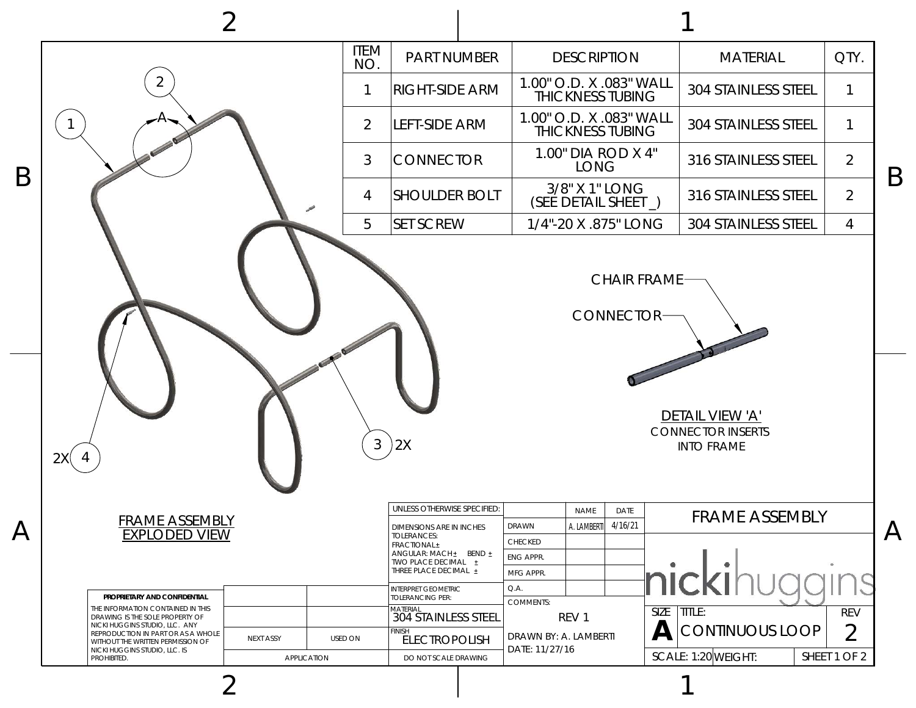| ITEM NO. | PART NUMBER | DESCRIPTION | MATERIAL | QTY. |
|---|---|---|---|---|
| 1 | RIGHT-SIDE ARM | 1.00" O.D. X .083" WALL THICKNESS TUBING | 304 STAINLESS STEEL | 1 |
| 2 | LEFT-SIDE ARM | 1.00" O.D. X .083" WALL THICKNESS TUBING | 304 STAINLESS STEEL | 1 |
| 3 | CONNECTOR | 1.00" DIA ROD X 4" LONG | 316 STAINLESS STEEL | 2 |
| 4 | SHOULDER BOLT | 3/8" X 1" LONG (SEE DETAIL SHEET _) | 316 STAINLESS STEEL | 2 |
| 5 | SET SCREW | 1/4"-20 X .875" LONG | 304 STAINLESS STEEL | 4 |

1

2

A

3 2X

2X 4

FRAME ASSEMBLY
EXPLODED VIEW

CHAIR FRAME

CONNECTOR

DETAIL VIEW 'A'
CONNECTOR INSERTS INTO FRAME

**PROPRIETARY AND CONFIDENTIAL**

THE INFORMATION CONTAINED IN THIS DRAWING IS THE SOLE PROPERTY OF NICKI HUGGINS STUDIO, LLC. ANY REPRODUCTION IN PART OR AS A WHOLE WITHOUT THE WRITTEN PERMISSION OF NICKI HUGGINS STUDIO, LLC. IS PROHIBITED.

| NEXT ASSY | USED ON |
|---|---|
| APPLICATION | |

UNLESS OTHERWISE SPECIFIED:
DIMENSIONS ARE IN INCHES
TOLERANCES:
FRACTIONAL ±
ANGULAR: MACH ± BEND ±
TWO PLACE DECIMAL ±
THREE PLACE DECIMAL ±

INTERPRET GEOMETRIC TOLERANCING PER:

MATERIAL: 304 STAINLESS STEEL

FINISH: ELECTROPOLISH

DO NOT SCALE DRAWING

| | NAME | DATE |
|---|---|---|
| DRAWN | A. LAMBERTI | 4/16/21 |
| CHECKED | | |
| ENG APPR. | | |
| MFG APPR. | | |
| Q.A. | | |

COMMENTS:
REV 1
DRAWN BY: A. LAMBERTI
DATE: 11/27/16

FRAME ASSEMBLY

nickihuggins

SIZE: A
TITLE: CONTINUOUS LOOP
REV: 2

SCALE: 1:20 WEIGHT: SHEET 1 OF 2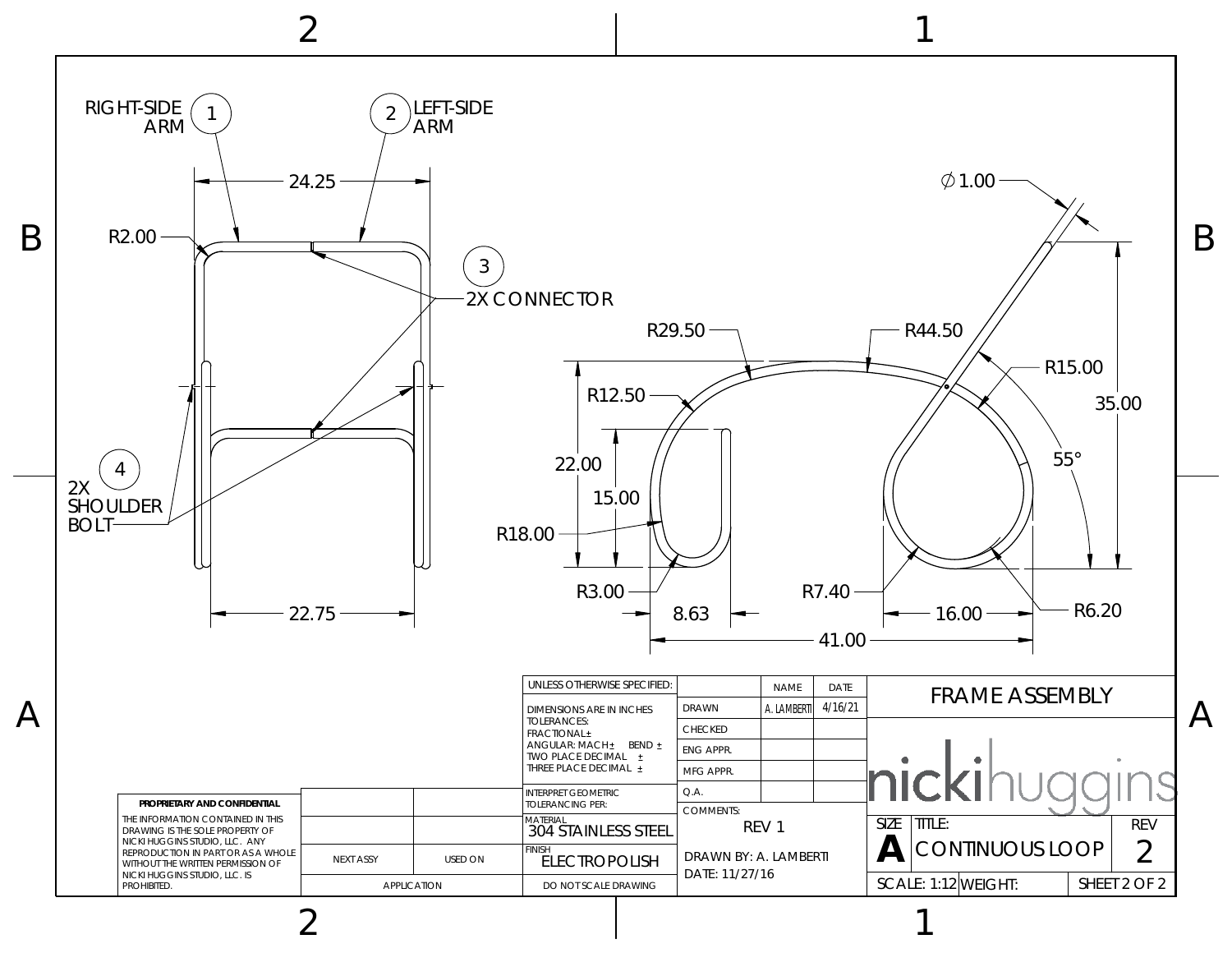RIGHT-SIDE ARM (1)

LEFT-SIDE ARM (2)

24.25

R2.00

(3) 2X CONNECTOR

(4) 2X SHOULDER BOLT

22.75

⌀ 1.00

R29.50

R44.50

R15.00

35.00

R12.50

22.00

15.00

55°

R18.00

R3.00

8.63

R7.40

16.00

R6.20

41.00

| | | | | |
|---|---|---|---|---|
| UNLESS OTHERWISE SPECIFIED: | | NAME | DATE | FRAME ASSEMBLY |
| DIMENSIONS ARE IN INCHES<br>TOLERANCES:<br>FRACTIONAL ±<br>ANGULAR: MACH ± BEND ±<br>TWO PLACE DECIMAL ±<br>THREE PLACE DECIMAL ± | DRAWN | A. LAMBERTI | 4/16/21 | |
| | CHECKED | | | |
| | ENG APPR. | | | nickihuggins |
| | MFG APPR. | | | |
| INTERPRET GEOMETRIC TOLERANCING PER: | Q.A. | | | |
| MATERIAL<br>304 STAINLESS STEEL | COMMENTS:<br>REV 1 | | | SIZE A · TITLE: CONTINUOUS LOOP · REV 2 |
| FINISH<br>ELECTROPOLISH | DRAWN BY: A. LAMBERTI<br>DATE: 11/27/16 | | | |
| DO NOT SCALE DRAWING | | | | SCALE: 1:12 · WEIGHT: · SHEET 2 OF 2 |

| | |
|---|---|
| NEXT ASSY | USED ON |
| APPLICATION | |

**PROPRIETARY AND CONFIDENTIAL**

THE INFORMATION CONTAINED IN THIS DRAWING IS THE SOLE PROPERTY OF NICKI HUGGINS STUDIO, LLC. ANY REPRODUCTION IN PART OR AS A WHOLE WITHOUT THE WRITTEN PERMISSION OF NICKI HUGGINS STUDIO, LLC. IS PROHIBITED.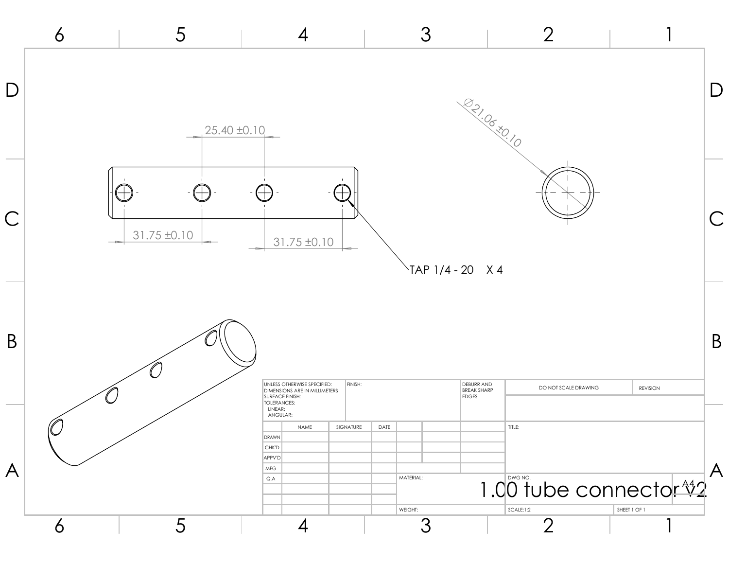25.40 ±0.10

31.75 ±0.10

31.75 ±0.10

TAP 1/4 - 20 X 4

Ø21.06 ±0.10

| | | | | | | | |
|---|---|---|---|---|---|---|---|
| UNLESS OTHERWISE SPECIFIED: DIMENSIONS ARE IN MILLIMETERS SURFACE FINISH: TOLERANCES: LINEAR: ANGULAR: | | FINISH: | | | DEBURR AND BREAK SHARP EDGES | DO NOT SCALE DRAWING | REVISION |
| | NAME | SIGNATURE | DATE | | | TITLE: | |
| DRAWN | | | | | | | |
| CHK'D | | | | | | | |
| APPV'D | | | | | | | |
| MFG | | | | | | | |
| Q.A | | | | MATERIAL: | | DWG NO. 1.00 tube connector V2 | A4 |
| | | | | WEIGHT: | | SCALE:1:2 | SHEET 1 OF 1 |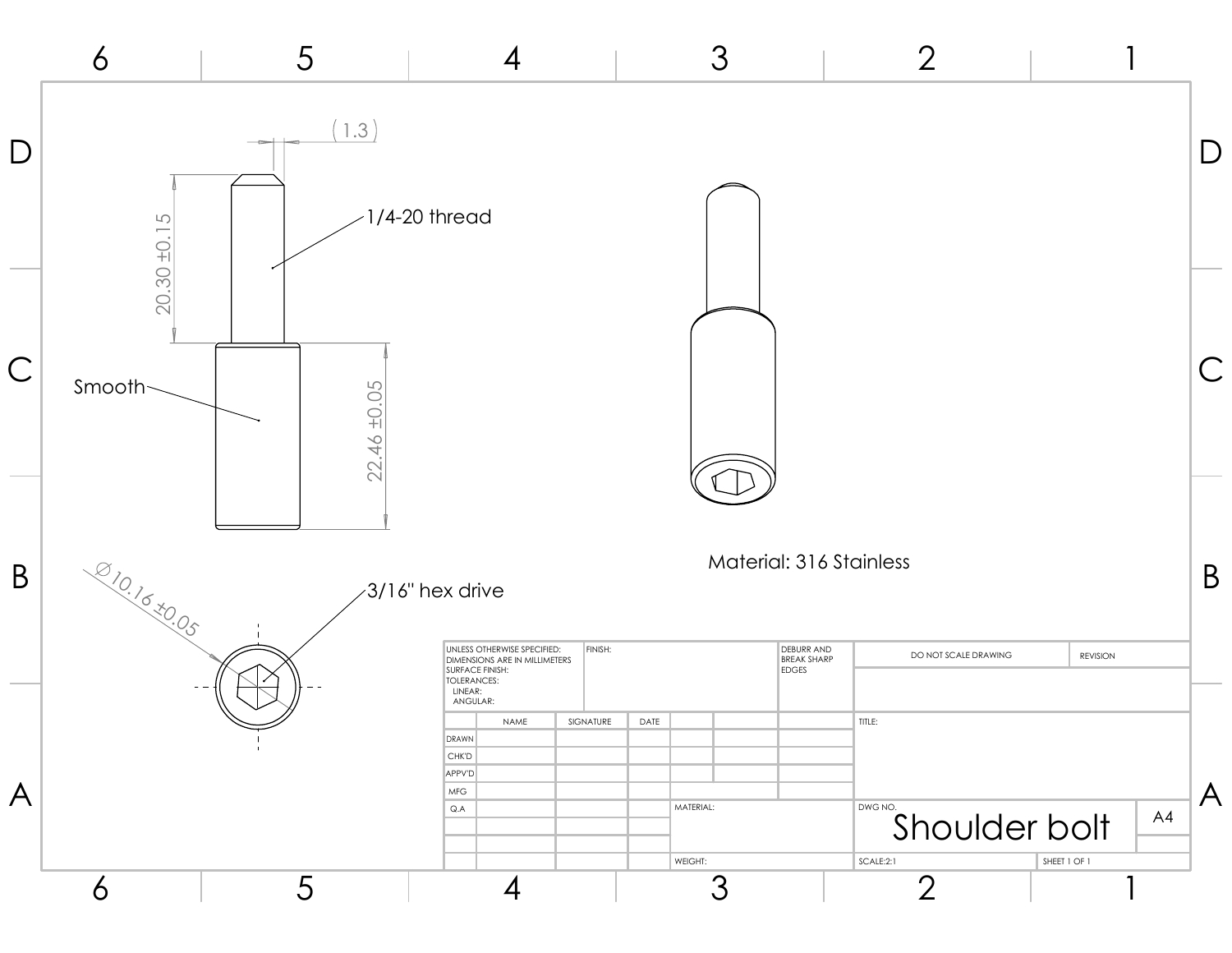(1.3)

20.30 ±0.15

1/4-20 thread

Smooth

22.46 ±0.05

Ø10.16 ±0.05

3/16" hex drive

Material: 316 Stainless

| | | | | | | | |
|---|---|---|---|---|---|---|---|
| UNLESS OTHERWISE SPECIFIED: DIMENSIONS ARE IN MILLIMETERS SURFACE FINISH: TOLERANCES: LINEAR: ANGULAR: | | FINISH: | | DEBURR AND BREAK SHARP EDGES | | DO NOT SCALE DRAWING | REVISION |
| | NAME | SIGNATURE | DATE | | | TITLE: | |
| DRAWN | | | | | | | |
| CHK'D | | | | | | | |
| APPV'D | | | | | | | |
| MFG | | | | | | | |
| Q.A | | | | MATERIAL: | | DWG NO. Shoulder bolt | A4 |
| | | | | WEIGHT: | | SCALE:2:1 | SHEET 1 OF 1 |